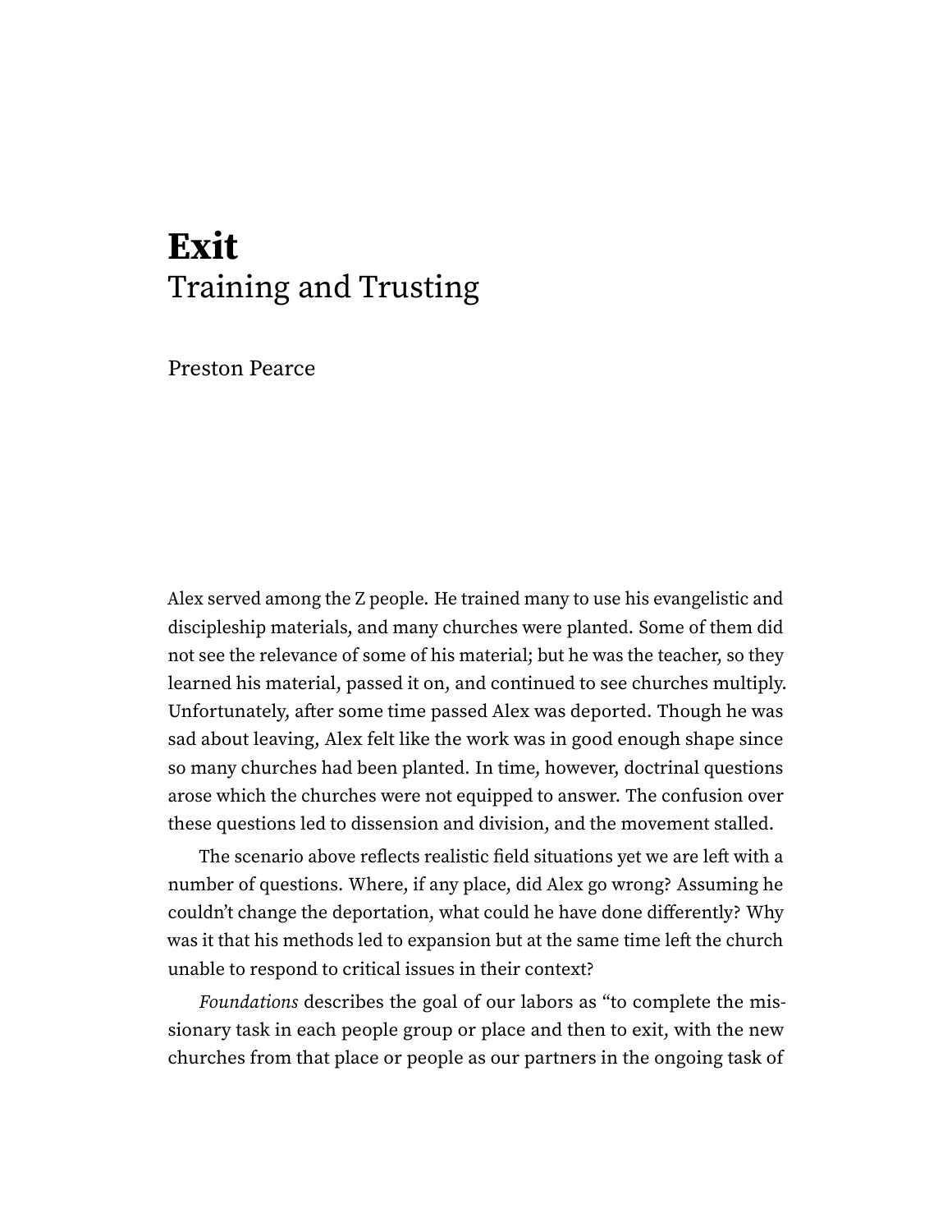# **Exit**
## Training and Trusting

Preston Pearce

Alex served among the Z people. He trained many to use his evangelistic and discipleship materials, and many churches were planted. Some of them did not see the relevance of some of his material; but he was the teacher, so they learned his material, passed it on, and continued to see churches multiply. Unfortunately, after some time passed Alex was deported. Though he was sad about leaving, Alex felt like the work was in good enough shape since so many churches had been planted. In time, however, doctrinal questions arose which the churches were not equipped to answer. The confusion over these questions led to dissension and division, and the movement stalled.

The scenario above reflects realistic field situations yet we are left with a number of questions. Where, if any place, did Alex go wrong? Assuming he couldn't change the deportation, what could he have done differently? Why was it that his methods led to expansion but at the same time left the church unable to respond to critical issues in their context?

*Foundations* describes the goal of our labors as "to complete the missionary task in each people group or place and then to exit, with the new churches from that place or people as our partners in the ongoing task of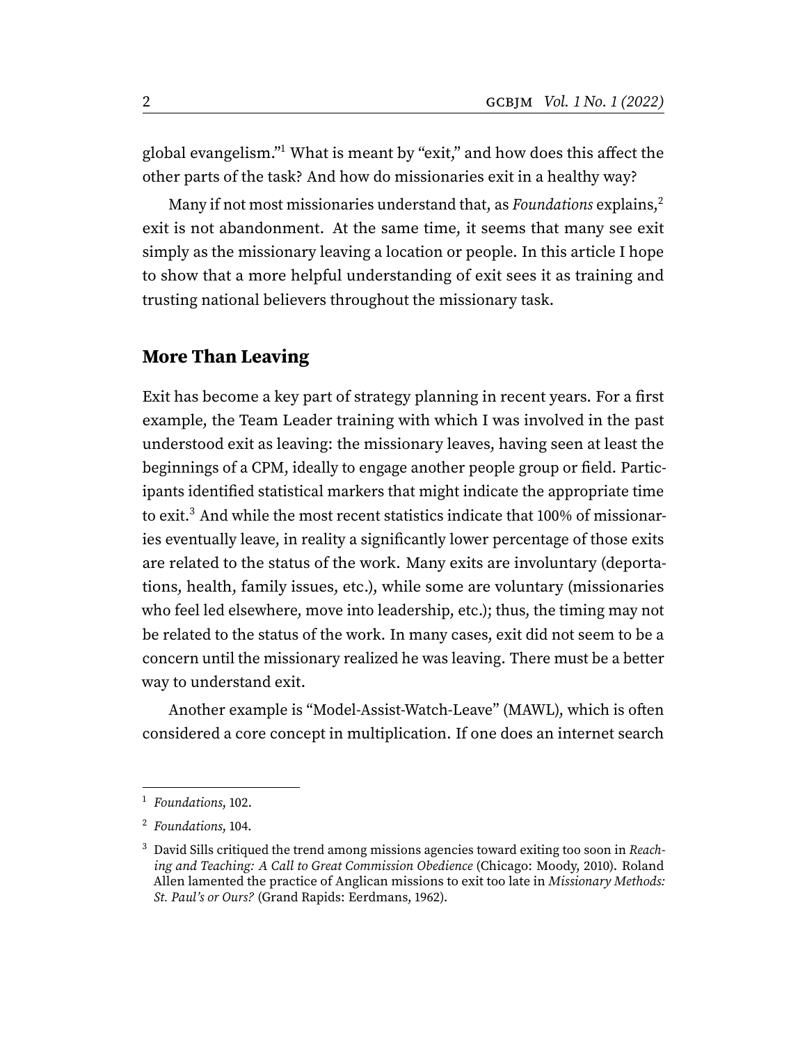global evangelism."[1] What is meant by "exit," and how does this affect the other parts of the task? And how do missionaries exit in a healthy way?

Many if not most missionaries understand that, as *Foundations* explains,[2] exit is not abandonment. At the same time, it seems that many see exit simply as the missionary leaving a location or people. In this article I hope to show that a more helpful understanding of exit sees it as training and trusting national believers throughout the missionary task.

## More Than Leaving

Exit has become a key part of strategy planning in recent years. For a first example, the Team Leader training with which I was involved in the past understood exit as leaving: the missionary leaves, having seen at least the beginnings of a CPM, ideally to engage another people group or field. Participants identified statistical markers that might indicate the appropriate time to exit.[3] And while the most recent statistics indicate that 100% of missionaries eventually leave, in reality a significantly lower percentage of those exits are related to the status of the work. Many exits are involuntary (deportations, health, family issues, etc.), while some are voluntary (missionaries who feel led elsewhere, move into leadership, etc.); thus, the timing may not be related to the status of the work. In many cases, exit did not seem to be a concern until the missionary realized he was leaving. There must be a better way to understand exit.

Another example is "Model-Assist-Watch-Leave" (MAWL), which is often considered a core concept in multiplication. If one does an internet search

---

[1] *Foundations*, 102.

[2] *Foundations*, 104.

[3] David Sills critiqued the trend among missions agencies toward exiting too soon in *Reaching and Teaching: A Call to Great Commission Obedience* (Chicago: Moody, 2010). Roland Allen lamented the practice of Anglican missions to exit too late in *Missionary Methods: St. Paul's or Ours?* (Grand Rapids: Eerdmans, 1962).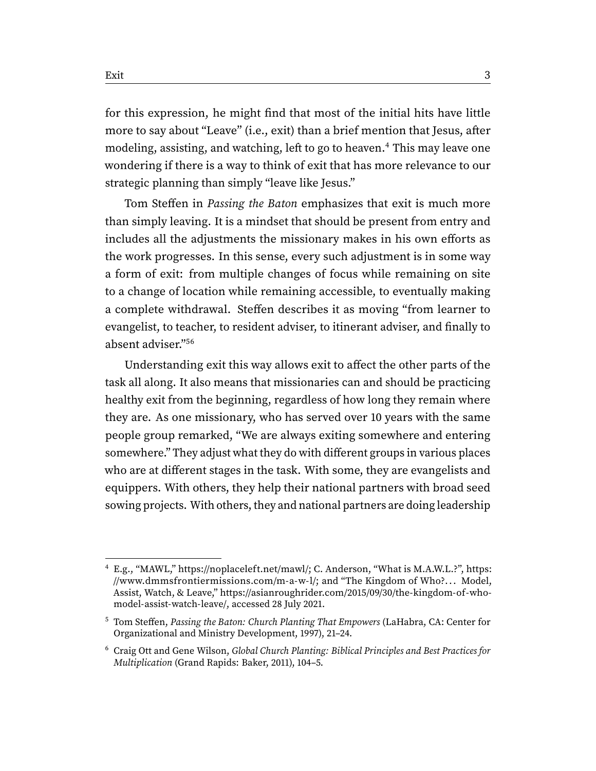for this expression, he might find that most of the initial hits have little more to say about "Leave" (i.e., exit) than a brief mention that Jesus, after modeling, assisting, and watching, left to go to heaven.[4] This may leave one wondering if there is a way to think of exit that has more relevance to our strategic planning than simply "leave like Jesus."

Tom Steffen in *Passing the Baton* emphasizes that exit is much more than simply leaving. It is a mindset that should be present from entry and includes all the adjustments the missionary makes in his own efforts as the work progresses. In this sense, every such adjustment is in some way a form of exit: from multiple changes of focus while remaining on site to a change of location while remaining accessible, to eventually making a complete withdrawal. Steffen describes it as moving "from learner to evangelist, to teacher, to resident adviser, to itinerant adviser, and finally to absent adviser."[5][6]

Understanding exit this way allows exit to affect the other parts of the task all along. It also means that missionaries can and should be practicing healthy exit from the beginning, regardless of how long they remain where they are. As one missionary, who has served over 10 years with the same people group remarked, "We are always exiting somewhere and entering somewhere." They adjust what they do with different groups in various places who are at different stages in the task. With some, they are evangelists and equippers. With others, they help their national partners with broad seed sowing projects. With others, they and national partners are doing leadership

---

[4] E.g., "MAWL," https://noplaceleft.net/mawl/; C. Anderson, "What is M.A.W.L.?", https://www.dmmsfrontiermissions.com/m-a-w-l/; and "The Kingdom of Who?… Model, Assist, Watch, & Leave," https://asianroughrider.com/2015/09/30/the-kingdom-of-who-model-assist-watch-leave/, accessed 28 July 2021.

[5] Tom Steffen, *Passing the Baton: Church Planting That Empowers* (LaHabra, CA: Center for Organizational and Ministry Development, 1997), 21–24.

[6] Craig Ott and Gene Wilson, *Global Church Planting: Biblical Principles and Best Practices for Multiplication* (Grand Rapids: Baker, 2011), 104–5.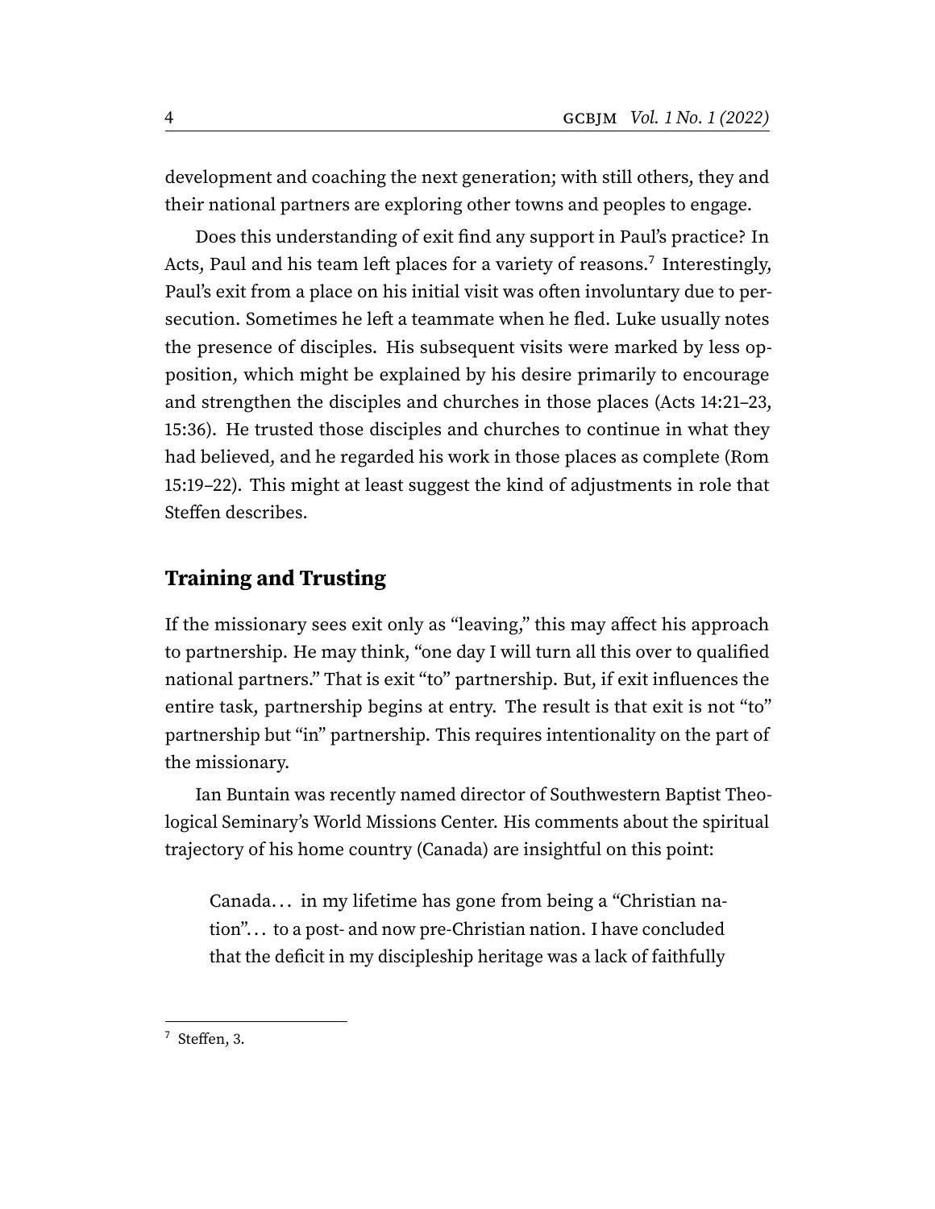development and coaching the next generation; with still others, they and their national partners are exploring other towns and peoples to engage.

Does this understanding of exit find any support in Paul's practice? In Acts, Paul and his team left places for a variety of reasons.[7] Interestingly, Paul's exit from a place on his initial visit was often involuntary due to persecution. Sometimes he left a teammate when he fled. Luke usually notes the presence of disciples. His subsequent visits were marked by less opposition, which might be explained by his desire primarily to encourage and strengthen the disciples and churches in those places (Acts 14:21–23, 15:36). He trusted those disciples and churches to continue in what they had believed, and he regarded his work in those places as complete (Rom 15:19–22). This might at least suggest the kind of adjustments in role that Steffen describes.

## Training and Trusting

If the missionary sees exit only as "leaving," this may affect his approach to partnership. He may think, "one day I will turn all this over to qualified national partners." That is exit "to" partnership. But, if exit influences the entire task, partnership begins at entry. The result is that exit is not "to" partnership but "in" partnership. This requires intentionality on the part of the missionary.

Ian Buntain was recently named director of Southwestern Baptist Theological Seminary's World Missions Center. His comments about the spiritual trajectory of his home country (Canada) are insightful on this point:

> Canada… in my lifetime has gone from being a "Christian nation"… to a post- and now pre-Christian nation. I have concluded that the deficit in my discipleship heritage was a lack of faithfully

[7] Steffen, 3.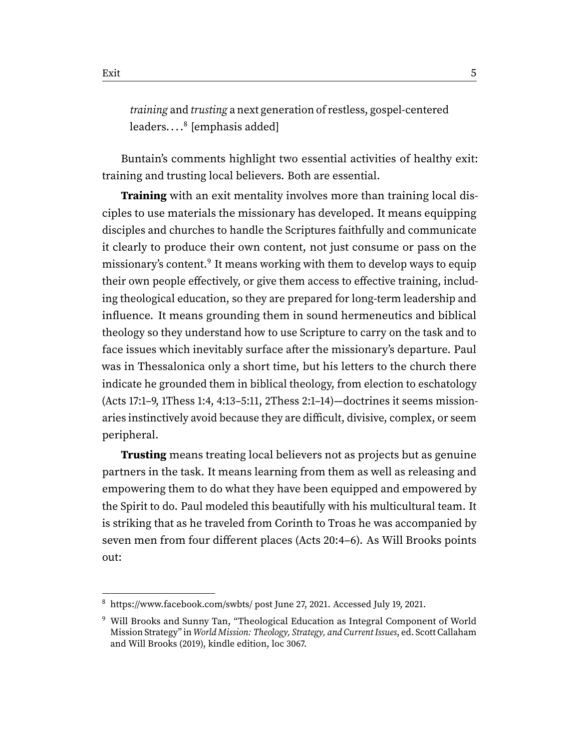> *training* and *trusting* a next generation of restless, gospel-centered leaders. . . .[8] [emphasis added]

Buntain's comments highlight two essential activities of healthy exit: training and trusting local believers. Both are essential.

**Training** with an exit mentality involves more than training local disciples to use materials the missionary has developed. It means equipping disciples and churches to handle the Scriptures faithfully and communicate it clearly to produce their own content, not just consume or pass on the missionary's content.[9] It means working with them to develop ways to equip their own people effectively, or give them access to effective training, including theological education, so they are prepared for long-term leadership and influence. It means grounding them in sound hermeneutics and biblical theology so they understand how to use Scripture to carry on the task and to face issues which inevitably surface after the missionary's departure. Paul was in Thessalonica only a short time, but his letters to the church there indicate he grounded them in biblical theology, from election to eschatology (Acts 17:1–9, 1Thess 1:4, 4:13–5:11, 2Thess 2:1–14)—doctrines it seems missionaries instinctively avoid because they are difficult, divisive, complex, or seem peripheral.

**Trusting** means treating local believers not as projects but as genuine partners in the task. It means learning from them as well as releasing and empowering them to do what they have been equipped and empowered by the Spirit to do. Paul modeled this beautifully with his multicultural team. It is striking that as he traveled from Corinth to Troas he was accompanied by seven men from four different places (Acts 20:4–6). As Will Brooks points out:

---

[8] https://www.facebook.com/swbts/ post June 27, 2021. Accessed July 19, 2021.

[9] Will Brooks and Sunny Tan, "Theological Education as Integral Component of World Mission Strategy" in *World Mission: Theology, Strategy, and Current Issues*, ed. Scott Callaham and Will Brooks (2019), kindle edition, loc 3067.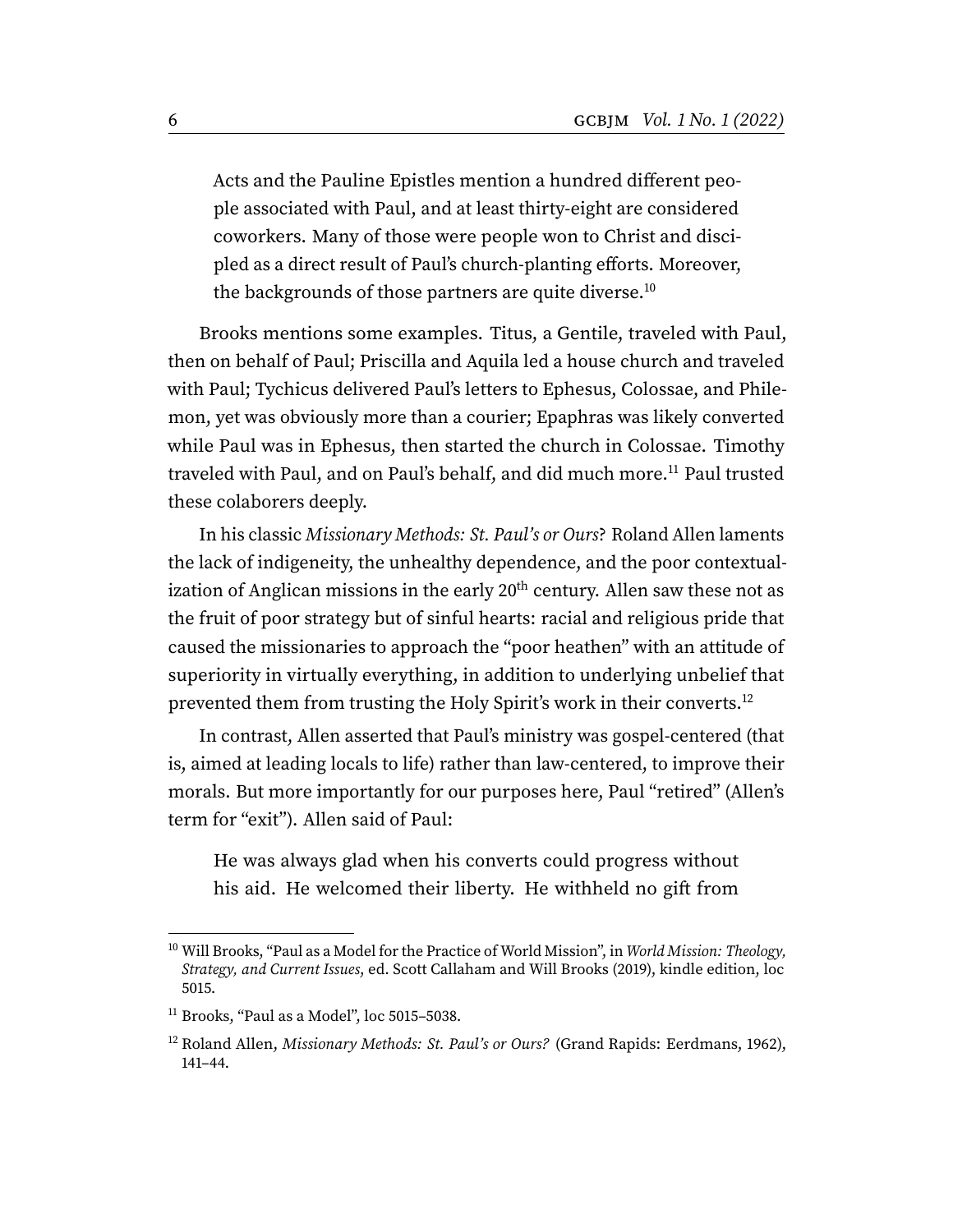> Acts and the Pauline Epistles mention a hundred different people associated with Paul, and at least thirty-eight are considered coworkers. Many of those were people won to Christ and discipled as a direct result of Paul's church-planting efforts. Moreover, the backgrounds of those partners are quite diverse.[10]

Brooks mentions some examples. Titus, a Gentile, traveled with Paul, then on behalf of Paul; Priscilla and Aquila led a house church and traveled with Paul; Tychicus delivered Paul's letters to Ephesus, Colossae, and Philemon, yet was obviously more than a courier; Epaphras was likely converted while Paul was in Ephesus, then started the church in Colossae. Timothy traveled with Paul, and on Paul's behalf, and did much more.[11] Paul trusted these colaborers deeply.

In his classic *Missionary Methods: St. Paul's or Ours*? Roland Allen laments the lack of indigeneity, the unhealthy dependence, and the poor contextualization of Anglican missions in the early 20th century. Allen saw these not as the fruit of poor strategy but of sinful hearts: racial and religious pride that caused the missionaries to approach the "poor heathen" with an attitude of superiority in virtually everything, in addition to underlying unbelief that prevented them from trusting the Holy Spirit's work in their converts.[12]

In contrast, Allen asserted that Paul's ministry was gospel-centered (that is, aimed at leading locals to life) rather than law-centered, to improve their morals. But more importantly for our purposes here, Paul "retired" (Allen's term for "exit"). Allen said of Paul:

> He was always glad when his converts could progress without his aid. He welcomed their liberty. He withheld no gift from

---

[10] Will Brooks, "Paul as a Model for the Practice of World Mission", in *World Mission: Theology, Strategy, and Current Issues,* ed. Scott Callaham and Will Brooks (2019), kindle edition, loc 5015.

[11] Brooks, "Paul as a Model", loc 5015–5038.

[12] Roland Allen, *Missionary Methods: St. Paul's or Ours?* (Grand Rapids: Eerdmans, 1962), 141–44.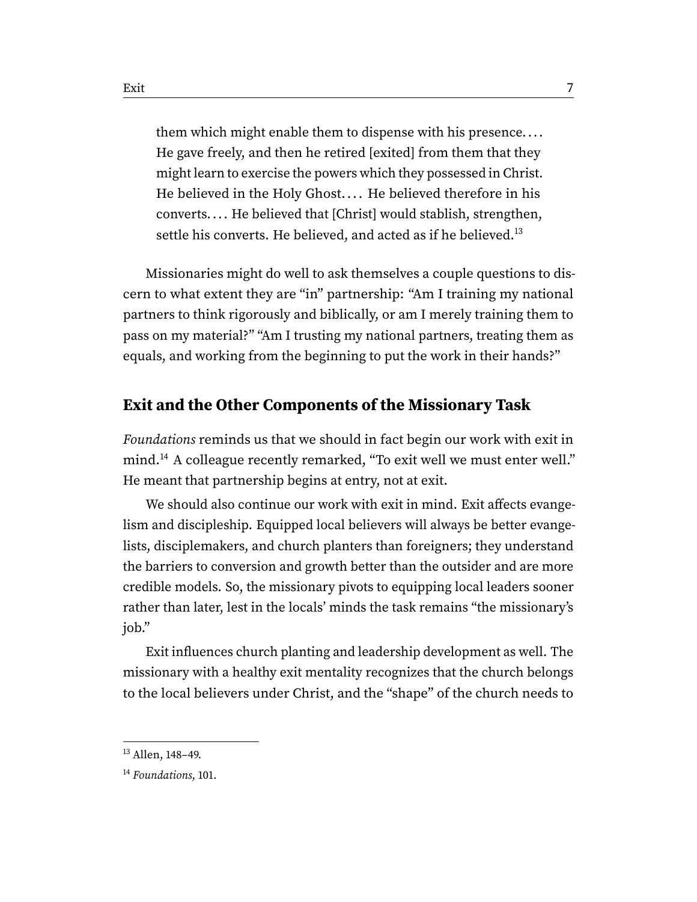> them which might enable them to dispense with his presence. . . . He gave freely, and then he retired [exited] from them that they might learn to exercise the powers which they possessed in Christ. He believed in the Holy Ghost. . . . He believed therefore in his converts. . . . He believed that [Christ] would stablish, strengthen, settle his converts. He believed, and acted as if he believed.[13]

Missionaries might do well to ask themselves a couple questions to discern to what extent they are "in" partnership: "Am I training my national partners to think rigorously and biblically, or am I merely training them to pass on my material?" "Am I trusting my national partners, treating them as equals, and working from the beginning to put the work in their hands?"

## Exit and the Other Components of the Missionary Task

*Foundations* reminds us that we should in fact begin our work with exit in mind.[14] A colleague recently remarked, "To exit well we must enter well." He meant that partnership begins at entry, not at exit.

We should also continue our work with exit in mind. Exit affects evangelism and discipleship. Equipped local believers will always be better evangelists, disciplemakers, and church planters than foreigners; they understand the barriers to conversion and growth better than the outsider and are more credible models. So, the missionary pivots to equipping local leaders sooner rather than later, lest in the locals' minds the task remains "the missionary's job."

Exit influences church planting and leadership development as well. The missionary with a healthy exit mentality recognizes that the church belongs to the local believers under Christ, and the "shape" of the church needs to

---

[13] Allen, 148–49.

[14] *Foundations*, 101.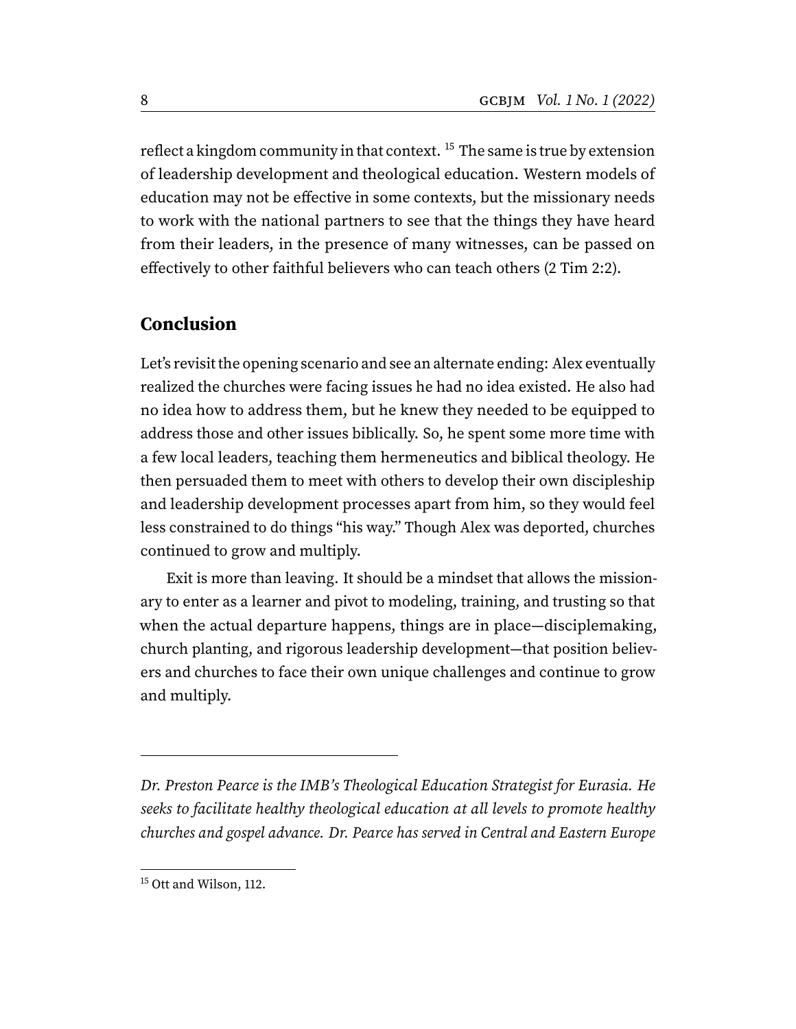reflect a kingdom community in that context. [15] The same is true by extension of leadership development and theological education. Western models of education may not be effective in some contexts, but the missionary needs to work with the national partners to see that the things they have heard from their leaders, in the presence of many witnesses, can be passed on effectively to other faithful believers who can teach others (2 Tim 2:2).

## Conclusion

Let's revisit the opening scenario and see an alternate ending: Alex eventually realized the churches were facing issues he had no idea existed. He also had no idea how to address them, but he knew they needed to be equipped to address those and other issues biblically. So, he spent some more time with a few local leaders, teaching them hermeneutics and biblical theology. He then persuaded them to meet with others to develop their own discipleship and leadership development processes apart from him, so they would feel less constrained to do things "his way." Though Alex was deported, churches continued to grow and multiply.

Exit is more than leaving. It should be a mindset that allows the missionary to enter as a learner and pivot to modeling, training, and trusting so that when the actual departure happens, things are in place—disciplemaking, church planting, and rigorous leadership development—that position believers and churches to face their own unique challenges and continue to grow and multiply.

---

*Dr. Preston Pearce is the IMB's Theological Education Strategist for Eurasia. He seeks to facilitate healthy theological education at all levels to promote healthy churches and gospel advance. Dr. Pearce has served in Central and Eastern Europe*

[15] Ott and Wilson, 112.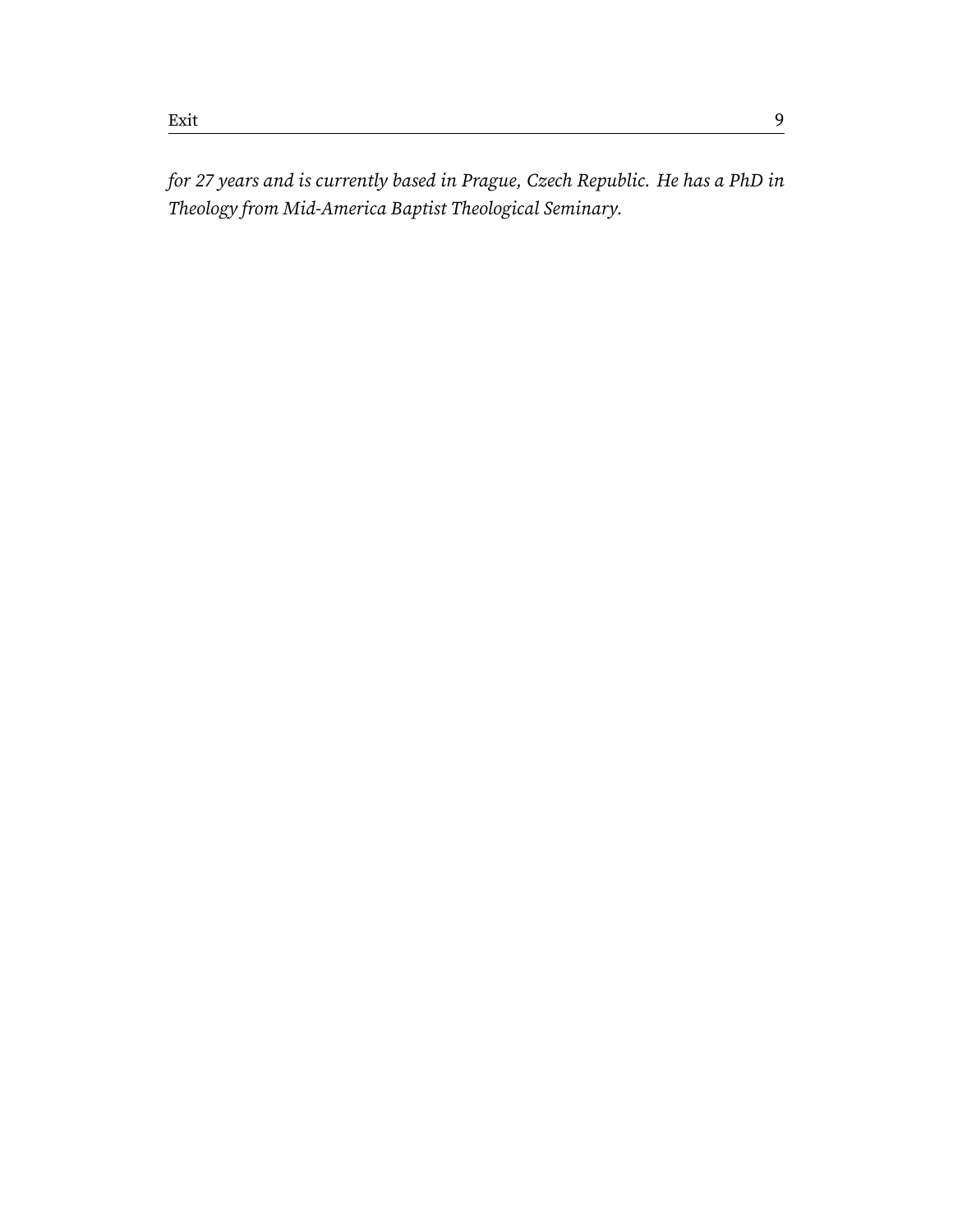*for 27 years and is currently based in Prague, Czech Republic. He has a PhD in Theology from Mid-America Baptist Theological Seminary.*